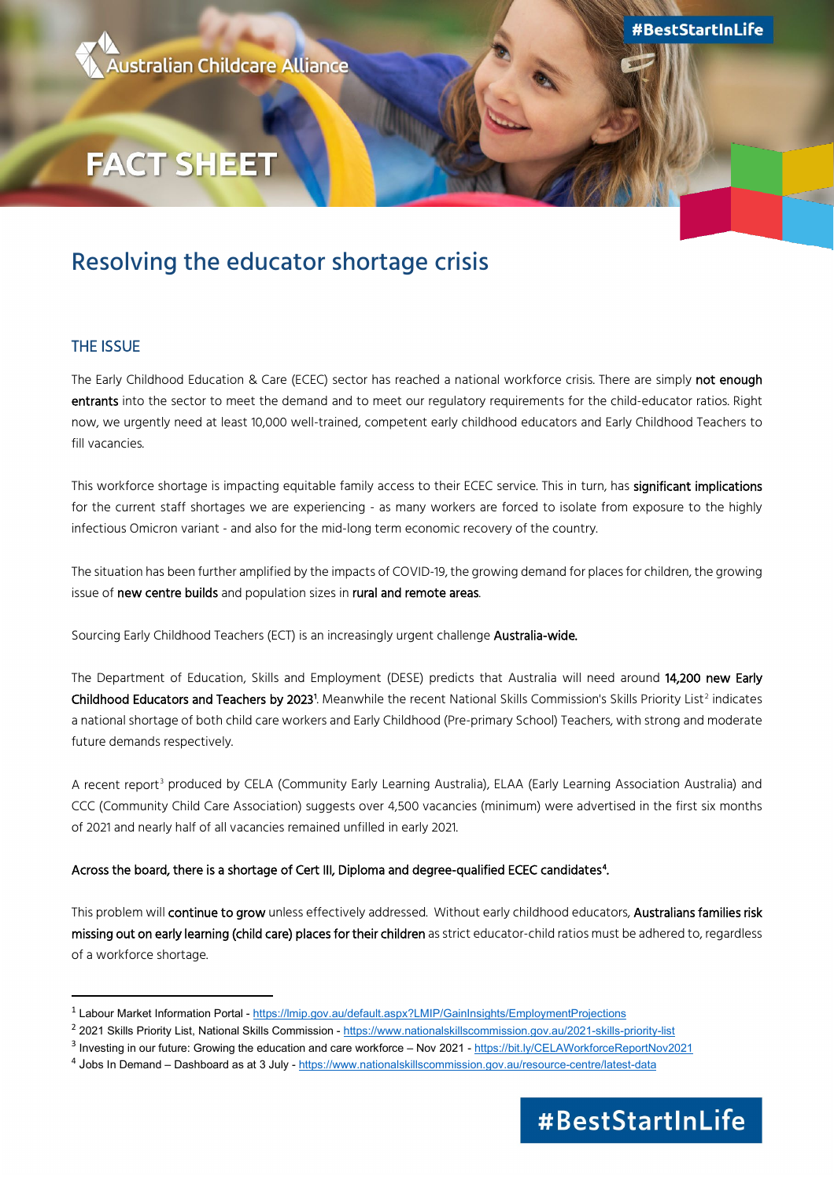Australian Childcare Alliance

#BestStartInLife

# FACT SHEET

## Resolving the educator shortage crisis

### THE ISSUE

The Early Childhood Education & Care (ECEC) sector has reached a national workforce crisis. There are simply **not enough entrants** into the sector to meet the demand and to meet our regulatory requirements for the child-educator ratios. Right now, we urgently need at least 10,000 well-trained, competent early childhood educators and Early Childhood Teachers to fill vacancies.

This workforce shortage is impacting equitable family access to their ECEC service. This in turn, has **significant implications** for the current staff shortages we are experiencing - as many workers are forced to isolate from exposure to the highly infectious Omicron variant - and also for the mid-long term economic recovery of the country.

The situation has been further amplified by the impacts of COVID-19, the growing demand for places for children, the growing issue of **new centre builds** and population sizes in **rural and remote areas**.

Sourcing Early Childhood Teachers (ECT) is an increasingly urgent challenge **Australia-wide.**

The Department of Education, Skills and Employment (DESE) predicts that Australia will need around **14,200 new Early Childhood Educators and Teachers by 2023**[1]. Meanwhile the recent National Skills Commission's Skills Priority List[2] indicates a national shortage of both child care workers and Early Childhood (Pre-primary School) Teachers, with strong and moderate future demands respectively.

A recent report[3] produced by CELA (Community Early Learning Australia), ELAA (Early Learning Association Australia) and CCC (Community Child Care Association) suggests over 4,500 vacancies (minimum) were advertised in the first six months of 2021 and nearly half of all vacancies remained unfilled in early 2021.

**Across the board, there is a shortage of Cert III, Diploma and degree-qualified ECEC candidates[4].**

This problem will **continue to grow** unless effectively addressed. Without early childhood educators, **Australians families risk missing out on early learning (child care) places for their children** as strict educator-child ratios must be adhered to, regardless of a workforce shortage.

---

[1] Labour Market Information Portal - https://lmip.gov.au/default.aspx?LMIP/GainInsights/EmploymentProjections

[2] 2021 Skills Priority List, National Skills Commission - https://www.nationalskillscommission.gov.au/2021-skills-priority-list

[3] Investing in our future: Growing the education and care workforce – Nov 2021 - https://bit.ly/CELAWorkforceReportNov2021

[4] Jobs In Demand – Dashboard as at 3 July - https://www.nationalskillscommission.gov.au/resource-centre/latest-data

#BestStartInLife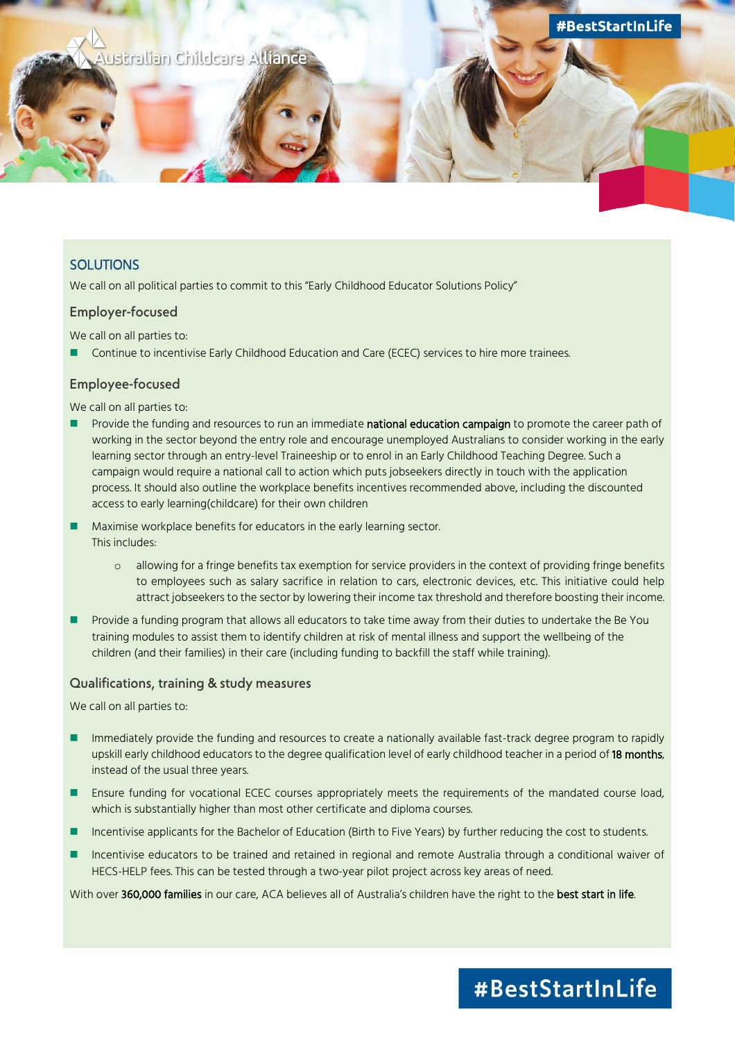## SOLUTIONS

We call on all political parties to commit to this "Early Childhood Educator Solutions Policy"

### Employer-focused

We call on all parties to:

- Continue to incentivise Early Childhood Education and Care (ECEC) services to hire more trainees.

### Employee-focused

We call on all parties to:

- Provide the funding and resources to run an immediate **national education campaign** to promote the career path of working in the sector beyond the entry role and encourage unemployed Australians to consider working in the early learning sector through an entry-level Traineeship or to enrol in an Early Childhood Teaching Degree. Such a campaign would require a national call to action which puts jobseekers directly in touch with the application process. It should also outline the workplace benefits incentives recommended above, including the discounted access to early learning(childcare) for their own children
- Maximise workplace benefits for educators in the early learning sector.
  This includes:
  - allowing for a fringe benefits tax exemption for service providers in the context of providing fringe benefits to employees such as salary sacrifice in relation to cars, electronic devices, etc. This initiative could help attract jobseekers to the sector by lowering their income tax threshold and therefore boosting their income.
- Provide a funding program that allows all educators to take time away from their duties to undertake the Be You training modules to assist them to identify children at risk of mental illness and support the wellbeing of the children (and their families) in their care (including funding to backfill the staff while training).

### Qualifications, training & study measures

We call on all parties to:

- Immediately provide the funding and resources to create a nationally available fast-track degree program to rapidly upskill early childhood educators to the degree qualification level of early childhood teacher in a period of **18 months**, instead of the usual three years.
- Ensure funding for vocational ECEC courses appropriately meets the requirements of the mandated course load, which is substantially higher than most other certificate and diploma courses.
- Incentivise applicants for the Bachelor of Education (Birth to Five Years) by further reducing the cost to students.
- Incentivise educators to be trained and retained in regional and remote Australia through a conditional waiver of HECS-HELP fees. This can be tested through a two-year pilot project across key areas of need.

With over **360,000 families** in our care, ACA believes all of Australia's children have the right to the **best start in life**.

#BestStartInLife